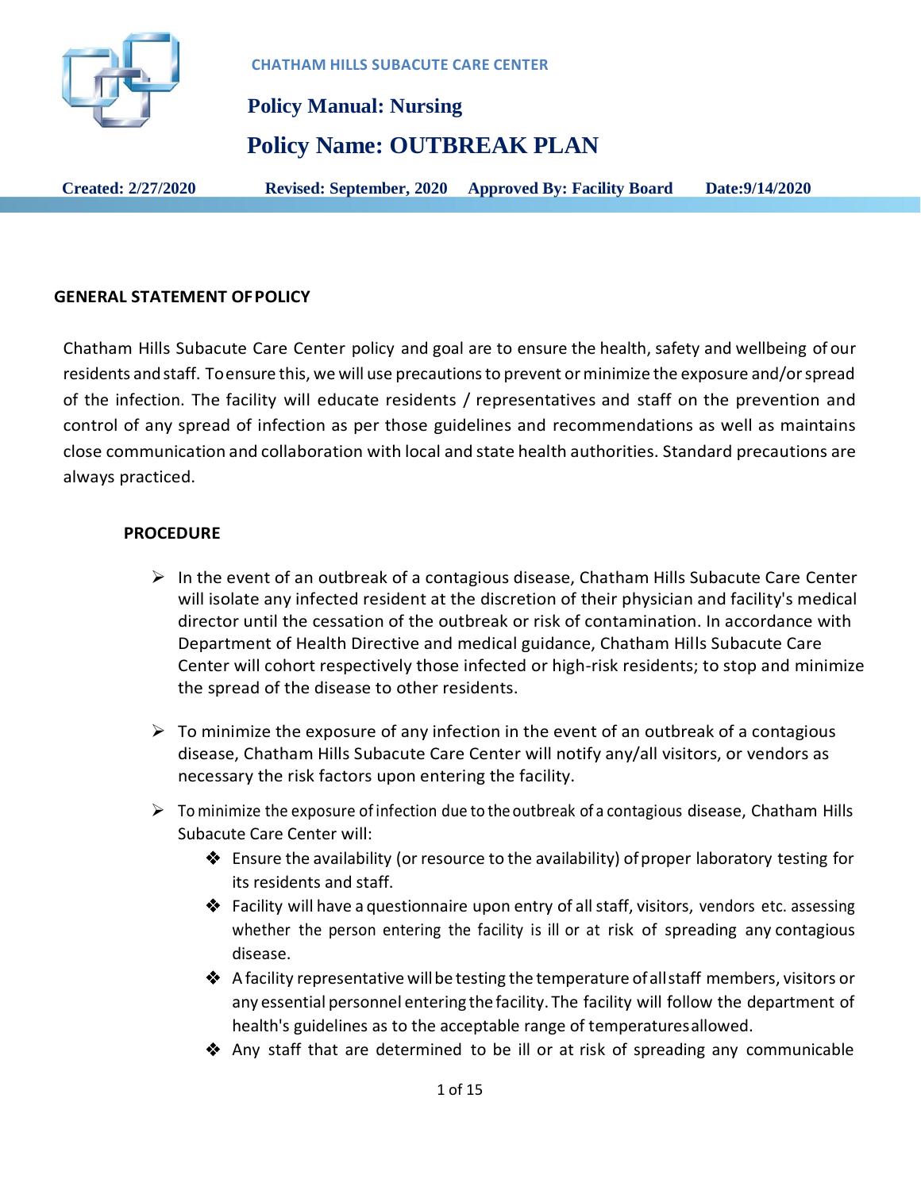**CHATHAM HILLS SUBACUTE CARE CENTER**

**Policy Manual: Nursing**

# Policy Name: OUTBREAK PLAN

**Created: 2/27/2020** **Revised: September, 2020** **Approved By: Facility Board** **Date:9/14/2020**

## GENERAL STATEMENT OF POLICY

Chatham Hills Subacute Care Center policy and goal are to ensure the health, safety and wellbeing of our residents and staff. To ensure this, we will use precautions to prevent or minimize the exposure and/or spread of the infection. The facility will educate residents / representatives and staff on the prevention and control of any spread of infection as per those guidelines and recommendations as well as maintains close communication and collaboration with local and state health authorities. Standard precautions are always practiced.

### PROCEDURE

- In the event of an outbreak of a contagious disease, Chatham Hills Subacute Care Center will isolate any infected resident at the discretion of their physician and facility's medical director until the cessation of the outbreak or risk of contamination. In accordance with Department of Health Directive and medical guidance, Chatham Hills Subacute Care Center will cohort respectively those infected or high-risk residents; to stop and minimize the spread of the disease to other residents.
- To minimize the exposure of any infection in the event of an outbreak of a contagious disease, Chatham Hills Subacute Care Center will notify any/all visitors, or vendors as necessary the risk factors upon entering the facility.
- To minimize the exposure of infection due to the outbreak of a contagious disease, Chatham Hills Subacute Care Center will:
  - Ensure the availability (or resource to the availability) of proper laboratory testing for its residents and staff.
  - Facility will have a questionnaire upon entry of all staff, visitors, vendors etc. assessing whether the person entering the facility is ill or at risk of spreading any contagious disease.
  - A facility representative will be testing the temperature of all staff members, visitors or any essential personnel entering the facility. The facility will follow the department of health's guidelines as to the acceptable range of temperatures allowed.
  - Any staff that are determined to be ill or at risk of spreading any communicable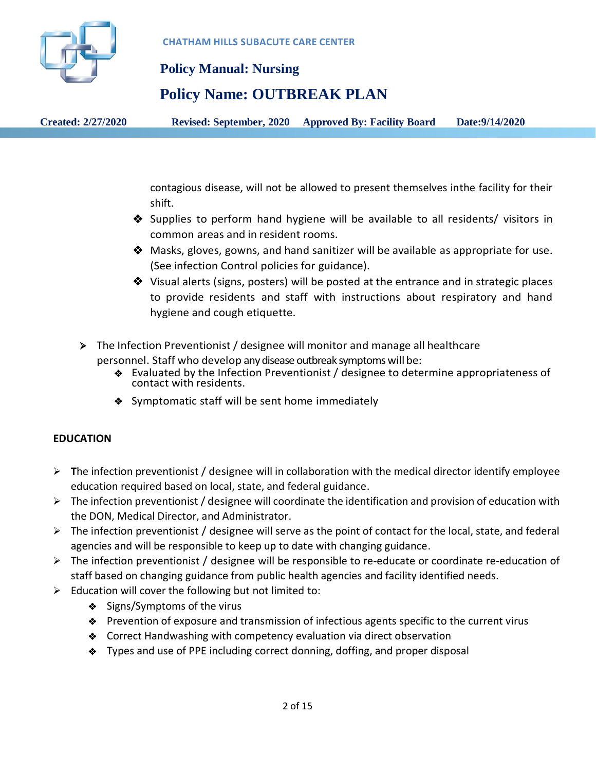contagious disease, will not be allowed to present themselves inthe facility for their shift.

- Supplies to perform hand hygiene will be available to all residents/ visitors in common areas and in resident rooms.
- Masks, gloves, gowns, and hand sanitizer will be available as appropriate for use. (See infection Control policies for guidance).
- Visual alerts (signs, posters) will be posted at the entrance and in strategic places to provide residents and staff with instructions about respiratory and hand hygiene and cough etiquette.

- The Infection Preventionist / designee will monitor and manage all healthcare personnel. Staff who develop any disease outbreak symptoms will be:
  - Evaluated by the Infection Preventionist / designee to determine appropriateness of contact with residents.
  - Symptomatic staff will be sent home immediately

**EDUCATION**

- **T**he infection preventionist / designee will in collaboration with the medical director identify employee education required based on local, state, and federal guidance.
- The infection preventionist / designee will coordinate the identification and provision of education with the DON, Medical Director, and Administrator.
- The infection preventionist / designee will serve as the point of contact for the local, state, and federal agencies and will be responsible to keep up to date with changing guidance.
- The infection preventionist / designee will be responsible to re-educate or coordinate re-education of staff based on changing guidance from public health agencies and facility identified needs.
- Education will cover the following but not limited to:
  - Signs/Symptoms of the virus
  - Prevention of exposure and transmission of infectious agents specific to the current virus
  - Correct Handwashing with competency evaluation via direct observation
  - Types and use of PPE including correct donning, doffing, and proper disposal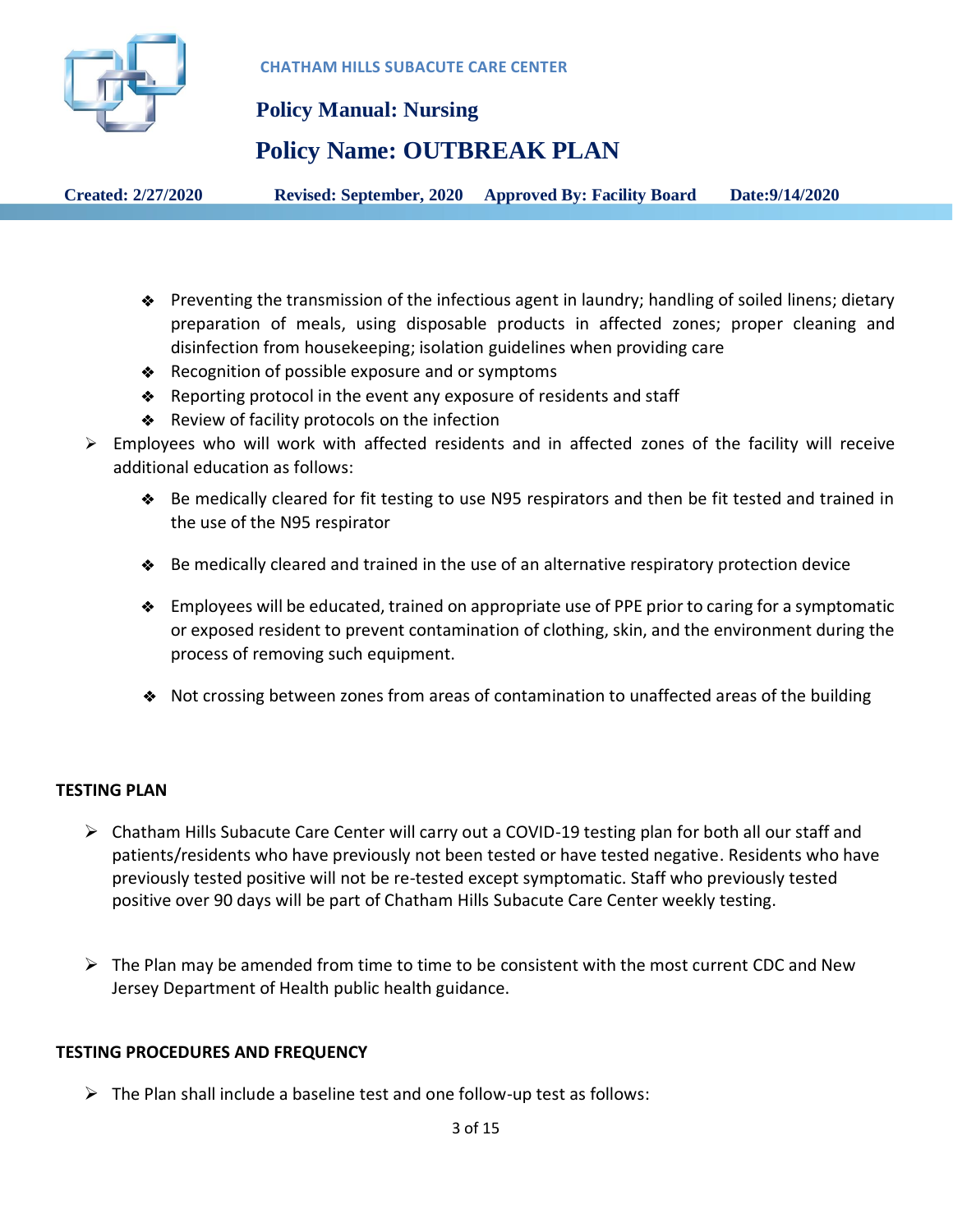- Preventing the transmission of the infectious agent in laundry; handling of soiled linens; dietary preparation of meals, using disposable products in affected zones; proper cleaning and disinfection from housekeeping; isolation guidelines when providing care
  - Recognition of possible exposure and or symptoms
  - Reporting protocol in the event any exposure of residents and staff
  - Review of facility protocols on the infection
- Employees who will work with affected residents and in affected zones of the facility will receive additional education as follows:
  - Be medically cleared for fit testing to use N95 respirators and then be fit tested and trained in the use of the N95 respirator
  - Be medically cleared and trained in the use of an alternative respiratory protection device
  - Employees will be educated, trained on appropriate use of PPE prior to caring for a symptomatic or exposed resident to prevent contamination of clothing, skin, and the environment during the process of removing such equipment.
  - Not crossing between zones from areas of contamination to unaffected areas of the building

**TESTING PLAN**

- Chatham Hills Subacute Care Center will carry out a COVID-19 testing plan for both all our staff and patients/residents who have previously not been tested or have tested negative. Residents who have previously tested positive will not be re-tested except symptomatic. Staff who previously tested positive over 90 days will be part of Chatham Hills Subacute Care Center weekly testing.

- The Plan may be amended from time to time to be consistent with the most current CDC and New Jersey Department of Health public health guidance.

**TESTING PROCEDURES AND FREQUENCY**

- The Plan shall include a baseline test and one follow-up test as follows: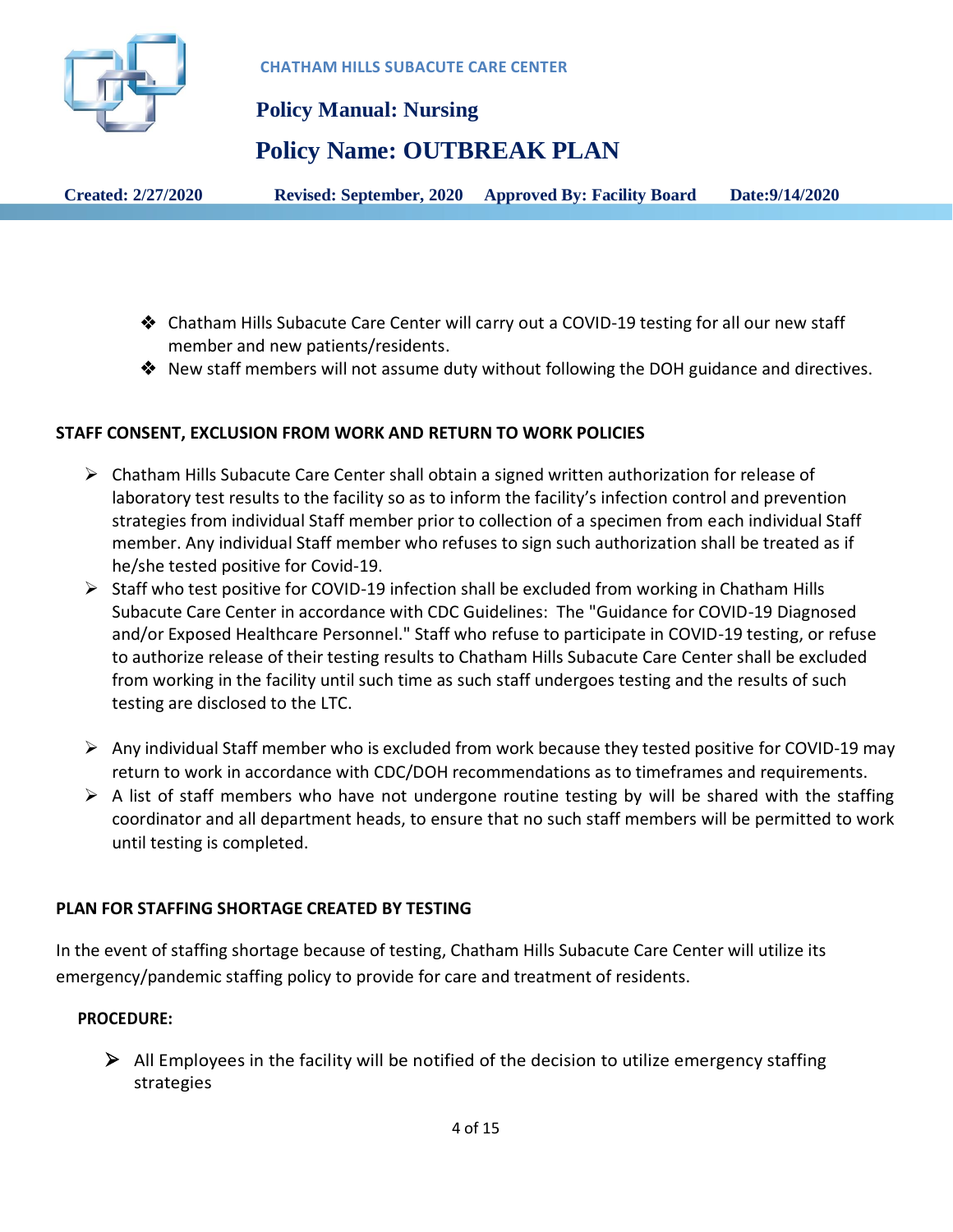- Chatham Hills Subacute Care Center will carry out a COVID-19 testing for all our new staff member and new patients/residents.
- New staff members will not assume duty without following the DOH guidance and directives.

**STAFF CONSENT, EXCLUSION FROM WORK AND RETURN TO WORK POLICIES**

- Chatham Hills Subacute Care Center shall obtain a signed written authorization for release of laboratory test results to the facility so as to inform the facility's infection control and prevention strategies from individual Staff member prior to collection of a specimen from each individual Staff member. Any individual Staff member who refuses to sign such authorization shall be treated as if he/she tested positive for Covid-19.
- Staff who test positive for COVID-19 infection shall be excluded from working in Chatham Hills Subacute Care Center in accordance with CDC Guidelines: The "Guidance for COVID-19 Diagnosed and/or Exposed Healthcare Personnel." Staff who refuse to participate in COVID-19 testing, or refuse to authorize release of their testing results to Chatham Hills Subacute Care Center shall be excluded from working in the facility until such time as such staff undergoes testing and the results of such testing are disclosed to the LTC.
- Any individual Staff member who is excluded from work because they tested positive for COVID-19 may return to work in accordance with CDC/DOH recommendations as to timeframes and requirements.
- A list of staff members who have not undergone routine testing by will be shared with the staffing coordinator and all department heads, to ensure that no such staff members will be permitted to work until testing is completed.

**PLAN FOR STAFFING SHORTAGE CREATED BY TESTING**

In the event of staffing shortage because of testing, Chatham Hills Subacute Care Center will utilize its emergency/pandemic staffing policy to provide for care and treatment of residents.

**PROCEDURE:**

- All Employees in the facility will be notified of the decision to utilize emergency staffing strategies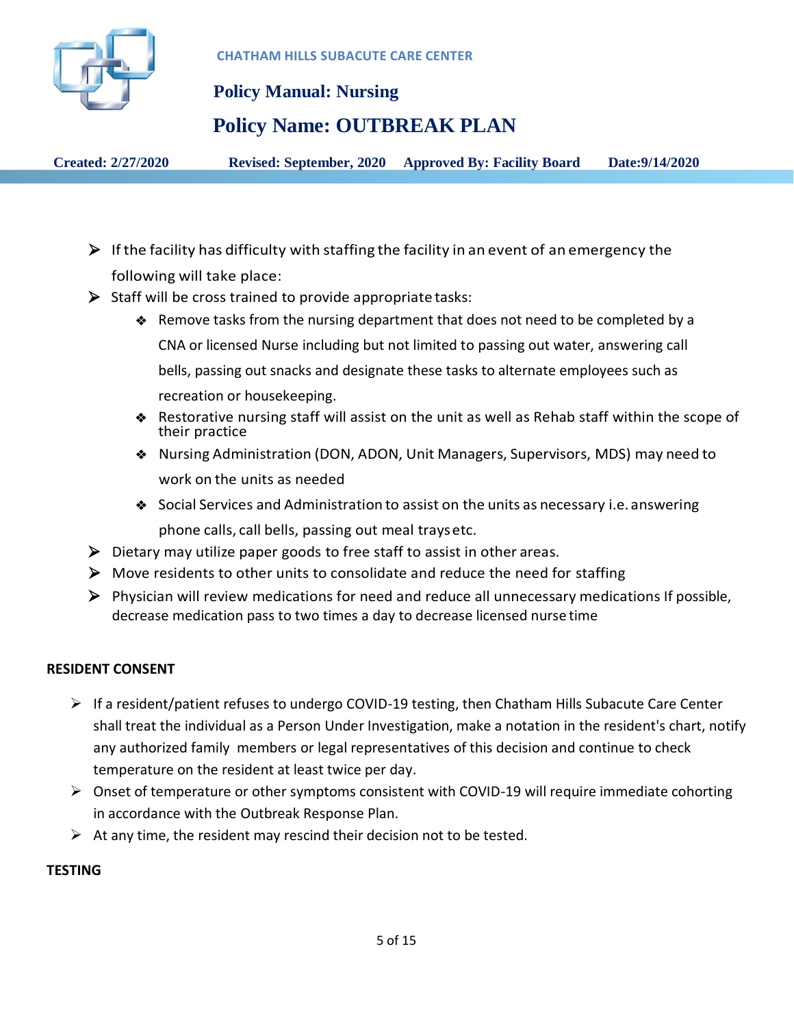- If the facility has difficulty with staffing the facility in an event of an emergency the following will take place:
- Staff will be cross trained to provide appropriate tasks:
  - Remove tasks from the nursing department that does not need to be completed by a CNA or licensed Nurse including but not limited to passing out water, answering call bells, passing out snacks and designate these tasks to alternate employees such as recreation or housekeeping.
  - Restorative nursing staff will assist on the unit as well as Rehab staff within the scope of their practice
  - Nursing Administration (DON, ADON, Unit Managers, Supervisors, MDS) may need to work on the units as needed
  - Social Services and Administration to assist on the units as necessary i.e. answering phone calls, call bells, passing out meal trays etc.
- Dietary may utilize paper goods to free staff to assist in other areas.
- Move residents to other units to consolidate and reduce the need for staffing
- Physician will review medications for need and reduce all unnecessary medications If possible, decrease medication pass to two times a day to decrease licensed nurse time

**RESIDENT CONSENT**

- If a resident/patient refuses to undergo COVID-19 testing, then Chatham Hills Subacute Care Center shall treat the individual as a Person Under Investigation, make a notation in the resident's chart, notify any authorized family members or legal representatives of this decision and continue to check temperature on the resident at least twice per day.
- Onset of temperature or other symptoms consistent with COVID-19 will require immediate cohorting in accordance with the Outbreak Response Plan.
- At any time, the resident may rescind their decision not to be tested.

**TESTING**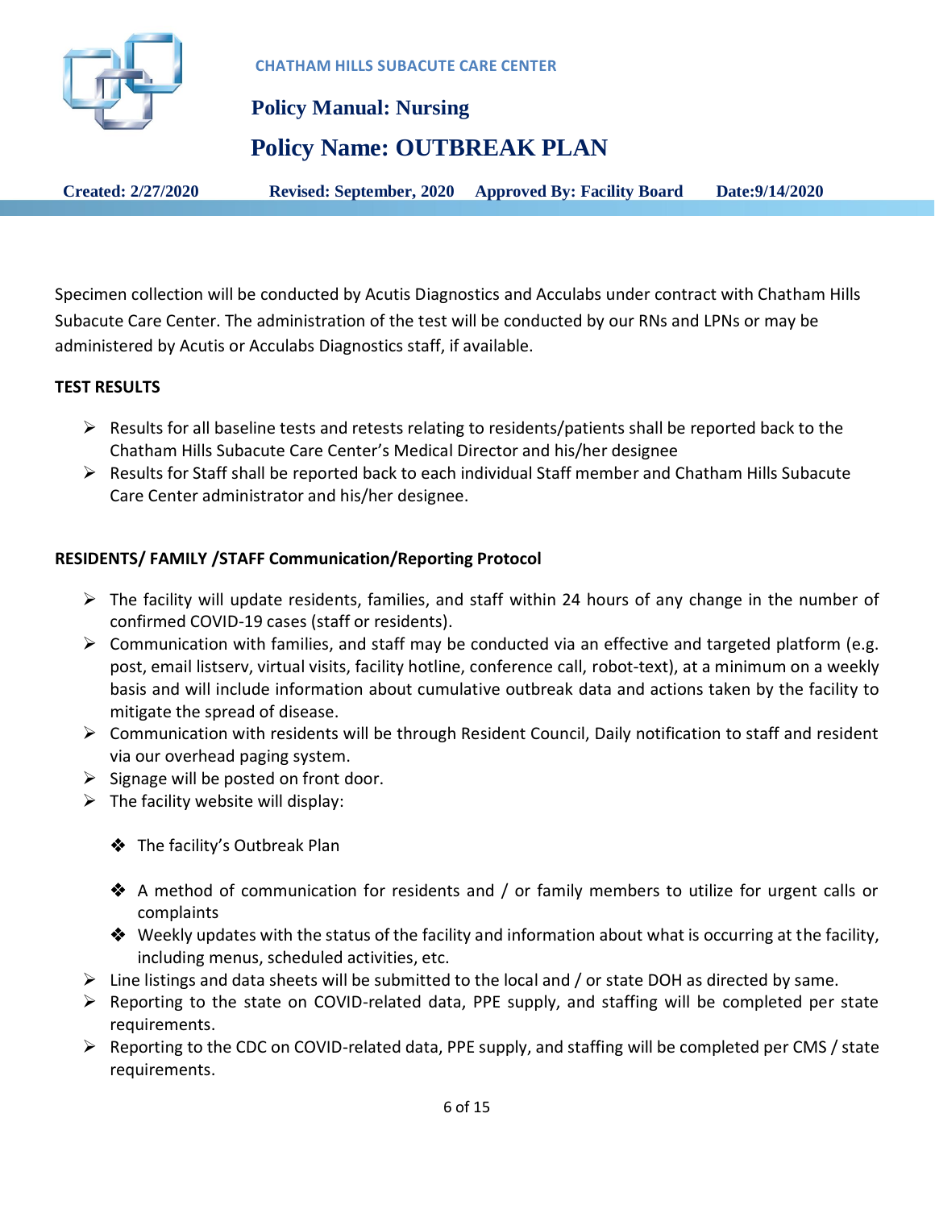Specimen collection will be conducted by Acutis Diagnostics and Acculabs under contract with Chatham Hills Subacute Care Center. The administration of the test will be conducted by our RNs and LPNs or may be administered by Acutis or Acculabs Diagnostics staff, if available.

**TEST RESULTS**

- Results for all baseline tests and retests relating to residents/patients shall be reported back to the Chatham Hills Subacute Care Center's Medical Director and his/her designee
- Results for Staff shall be reported back to each individual Staff member and Chatham Hills Subacute Care Center administrator and his/her designee.

**RESIDENTS/ FAMILY /STAFF Communication/Reporting Protocol**

- The facility will update residents, families, and staff within 24 hours of any change in the number of confirmed COVID-19 cases (staff or residents).
- Communication with families, and staff may be conducted via an effective and targeted platform (e.g. post, email listserv, virtual visits, facility hotline, conference call, robot-text), at a minimum on a weekly basis and will include information about cumulative outbreak data and actions taken by the facility to mitigate the spread of disease.
- Communication with residents will be through Resident Council, Daily notification to staff and resident via our overhead paging system.
- Signage will be posted on front door.
- The facility website will display:
    - The facility's Outbreak Plan
    - A method of communication for residents and / or family members to utilize for urgent calls or complaints
    - Weekly updates with the status of the facility and information about what is occurring at the facility, including menus, scheduled activities, etc.
- Line listings and data sheets will be submitted to the local and / or state DOH as directed by same.
- Reporting to the state on COVID-related data, PPE supply, and staffing will be completed per state requirements.
- Reporting to the CDC on COVID-related data, PPE supply, and staffing will be completed per CMS / state requirements.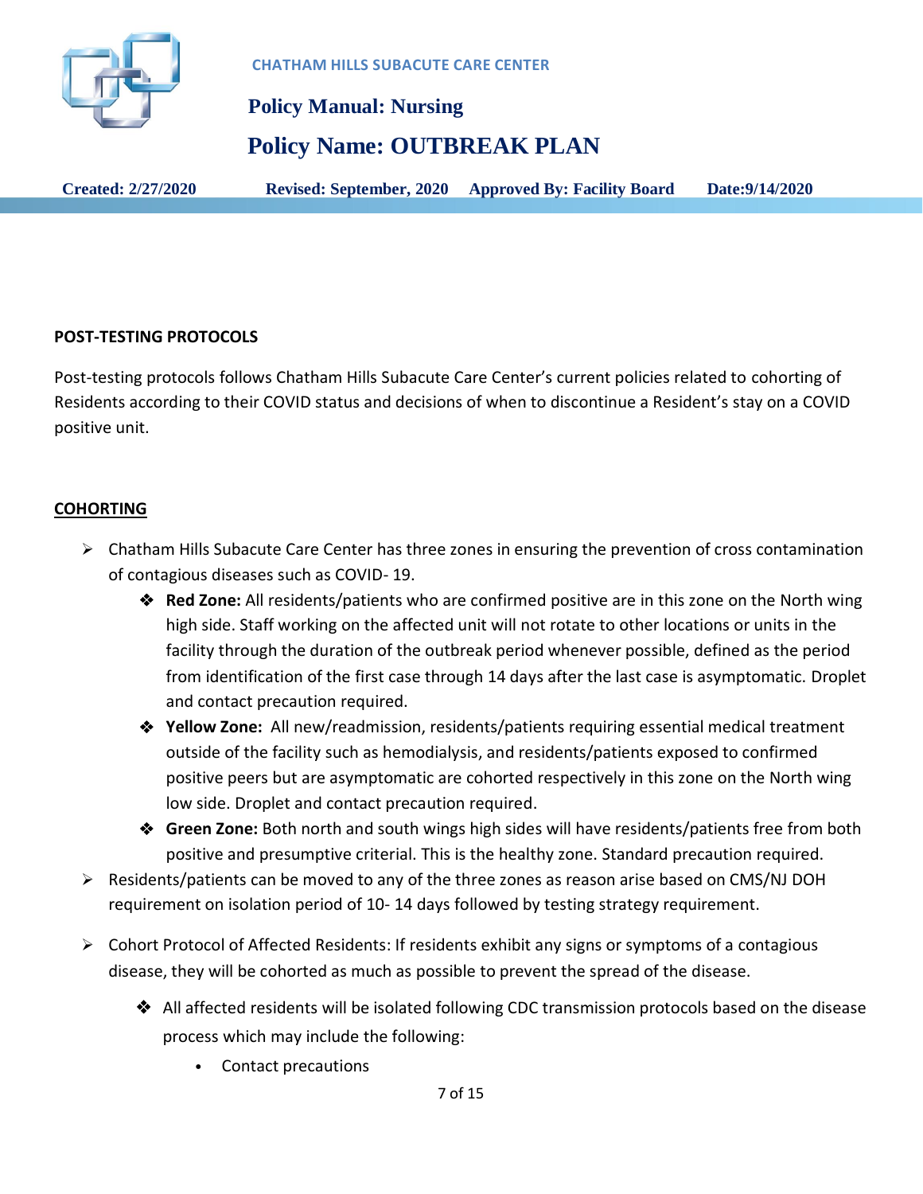## POST-TESTING PROTOCOLS

Post-testing protocols follows Chatham Hills Subacute Care Center's current policies related to cohorting of Residents according to their COVID status and decisions of when to discontinue a Resident's stay on a COVID positive unit.

## COHORTING

- Chatham Hills Subacute Care Center has three zones in ensuring the prevention of cross contamination of contagious diseases such as COVID- 19.
  - **Red Zone:** All residents/patients who are confirmed positive are in this zone on the North wing high side. Staff working on the affected unit will not rotate to other locations or units in the facility through the duration of the outbreak period whenever possible, defined as the period from identification of the first case through 14 days after the last case is asymptomatic. Droplet and contact precaution required.
  - **Yellow Zone:** All new/readmission, residents/patients requiring essential medical treatment outside of the facility such as hemodialysis, and residents/patients exposed to confirmed positive peers but are asymptomatic are cohorted respectively in this zone on the North wing low side. Droplet and contact precaution required.
  - **Green Zone:** Both north and south wings high sides will have residents/patients free from both positive and presumptive criterial. This is the healthy zone. Standard precaution required.
- Residents/patients can be moved to any of the three zones as reason arise based on CMS/NJ DOH requirement on isolation period of 10- 14 days followed by testing strategy requirement.
- Cohort Protocol of Affected Residents: If residents exhibit any signs or symptoms of a contagious disease, they will be cohorted as much as possible to prevent the spread of the disease.
  - All affected residents will be isolated following CDC transmission protocols based on the disease process which may include the following:
    - Contact precautions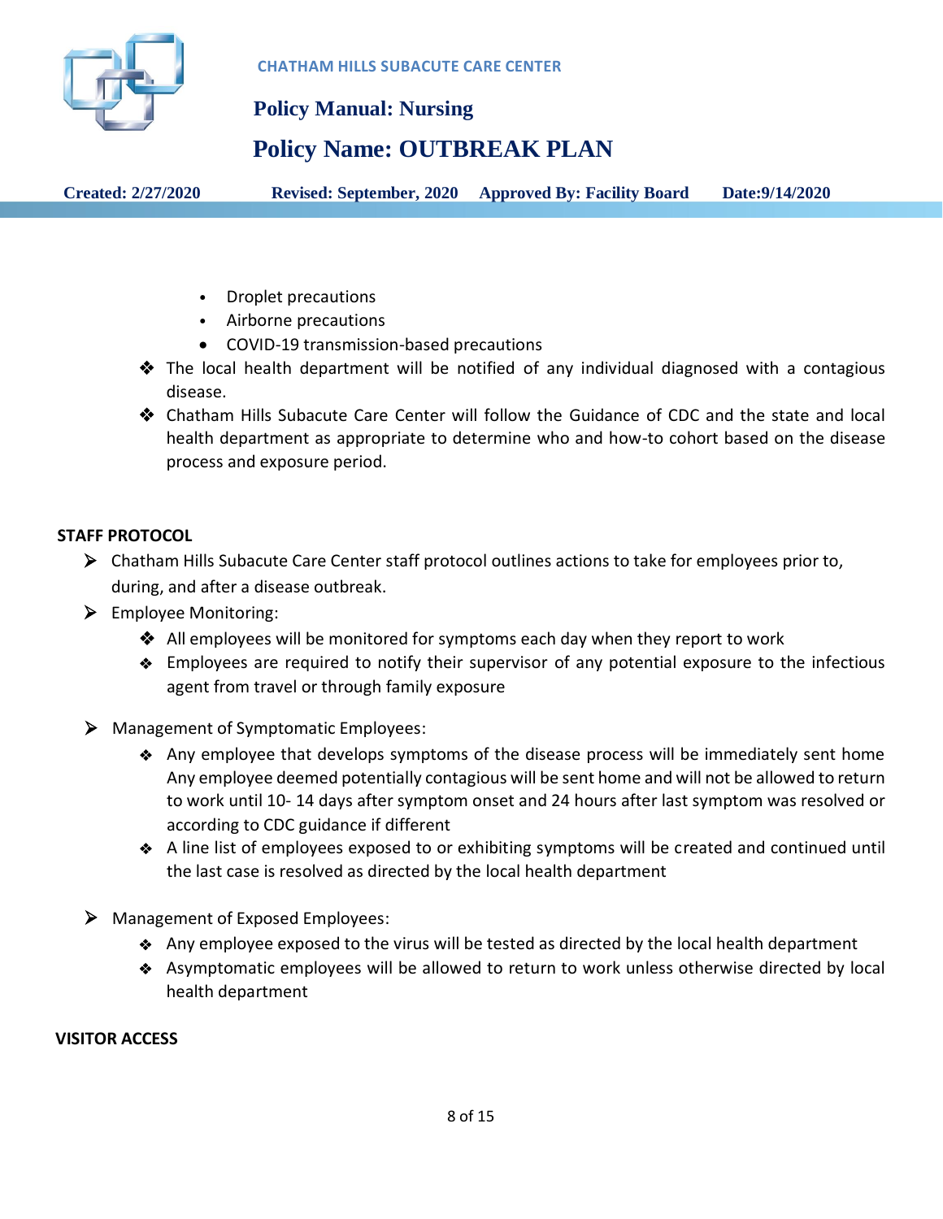- Droplet precautions
- Airborne precautions
- COVID-19 transmission-based precautions

- The local health department will be notified of any individual diagnosed with a contagious disease.
- Chatham Hills Subacute Care Center will follow the Guidance of CDC and the state and local health department as appropriate to determine who and how-to cohort based on the disease process and exposure period.

**STAFF PROTOCOL**

- Chatham Hills Subacute Care Center staff protocol outlines actions to take for employees prior to, during, and after a disease outbreak.
- Employee Monitoring:
  - All employees will be monitored for symptoms each day when they report to work
  - Employees are required to notify their supervisor of any potential exposure to the infectious agent from travel or through family exposure
- Management of Symptomatic Employees:
  - Any employee that develops symptoms of the disease process will be immediately sent home Any employee deemed potentially contagious will be sent home and will not be allowed to return to work until 10- 14 days after symptom onset and 24 hours after last symptom was resolved or according to CDC guidance if different
  - A line list of employees exposed to or exhibiting symptoms will be created and continued until the last case is resolved as directed by the local health department
- Management of Exposed Employees:
  - Any employee exposed to the virus will be tested as directed by the local health department
  - Asymptomatic employees will be allowed to return to work unless otherwise directed by local health department

**VISITOR ACCESS**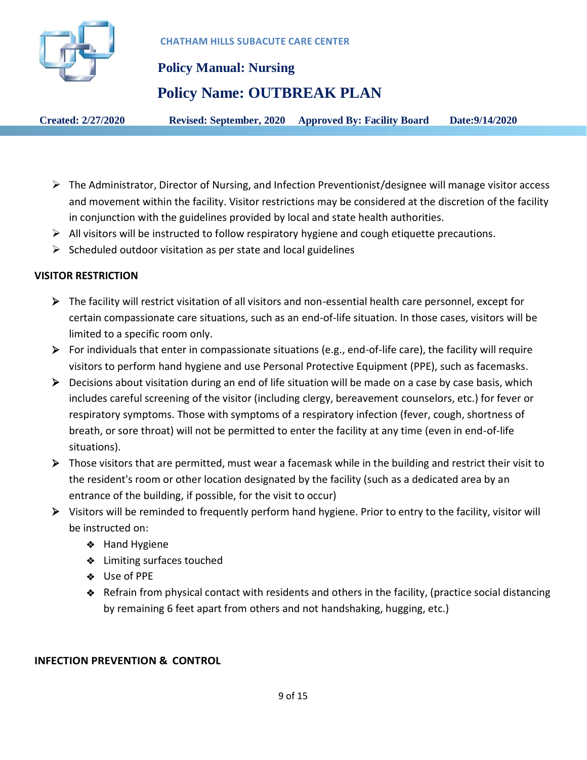- The Administrator, Director of Nursing, and Infection Preventionist/designee will manage visitor access and movement within the facility. Visitor restrictions may be considered at the discretion of the facility in conjunction with the guidelines provided by local and state health authorities.
- All visitors will be instructed to follow respiratory hygiene and cough etiquette precautions.
- Scheduled outdoor visitation as per state and local guidelines

**VISITOR RESTRICTION**

- The facility will restrict visitation of all visitors and non-essential health care personnel, except for certain compassionate care situations, such as an end-of-life situation. In those cases, visitors will be limited to a specific room only.
- For individuals that enter in compassionate situations (e.g., end-of-life care), the facility will require visitors to perform hand hygiene and use Personal Protective Equipment (PPE), such as facemasks.
- Decisions about visitation during an end of life situation will be made on a case by case basis, which includes careful screening of the visitor (including clergy, bereavement counselors, etc.) for fever or respiratory symptoms. Those with symptoms of a respiratory infection (fever, cough, shortness of breath, or sore throat) will not be permitted to enter the facility at any time (even in end-of-life situations).
- Those visitors that are permitted, must wear a facemask while in the building and restrict their visit to the resident's room or other location designated by the facility (such as a dedicated area by an entrance of the building, if possible, for the visit to occur)
- Visitors will be reminded to frequently perform hand hygiene. Prior to entry to the facility, visitor will be instructed on:
  - Hand Hygiene
  - Limiting surfaces touched
  - Use of PPE
  - Refrain from physical contact with residents and others in the facility, (practice social distancing by remaining 6 feet apart from others and not handshaking, hugging, etc.)

**INFECTION PREVENTION & CONTROL**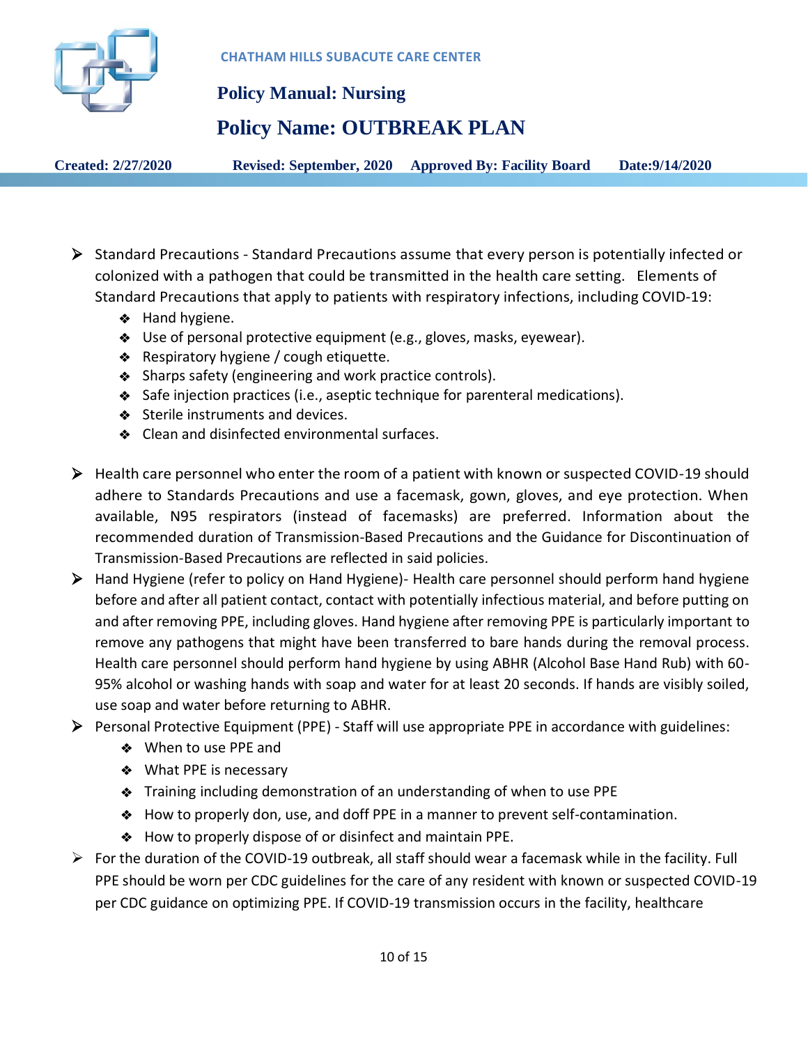- Standard Precautions - Standard Precautions assume that every person is potentially infected or colonized with a pathogen that could be transmitted in the health care setting. Elements of Standard Precautions that apply to patients with respiratory infections, including COVID-19:
  - Hand hygiene.
  - Use of personal protective equipment (e.g., gloves, masks, eyewear).
  - Respiratory hygiene / cough etiquette.
  - Sharps safety (engineering and work practice controls).
  - Safe injection practices (i.e., aseptic technique for parenteral medications).
  - Sterile instruments and devices.
  - Clean and disinfected environmental surfaces.

- Health care personnel who enter the room of a patient with known or suspected COVID-19 should adhere to Standards Precautions and use a facemask, gown, gloves, and eye protection. When available, N95 respirators (instead of facemasks) are preferred. Information about the recommended duration of Transmission-Based Precautions and the Guidance for Discontinuation of Transmission-Based Precautions are reflected in said policies.
- Hand Hygiene (refer to policy on Hand Hygiene)- Health care personnel should perform hand hygiene before and after all patient contact, contact with potentially infectious material, and before putting on and after removing PPE, including gloves. Hand hygiene after removing PPE is particularly important to remove any pathogens that might have been transferred to bare hands during the removal process. Health care personnel should perform hand hygiene by using ABHR (Alcohol Base Hand Rub) with 60-95% alcohol or washing hands with soap and water for at least 20 seconds. If hands are visibly soiled, use soap and water before returning to ABHR.
- Personal Protective Equipment (PPE) - Staff will use appropriate PPE in accordance with guidelines:
  - When to use PPE and
  - What PPE is necessary
  - Training including demonstration of an understanding of when to use PPE
  - How to properly don, use, and doff PPE in a manner to prevent self-contamination.
  - How to properly dispose of or disinfect and maintain PPE.
- For the duration of the COVID-19 outbreak, all staff should wear a facemask while in the facility. Full PPE should be worn per CDC guidelines for the care of any resident with known or suspected COVID-19 per CDC guidance on optimizing PPE. If COVID-19 transmission occurs in the facility, healthcare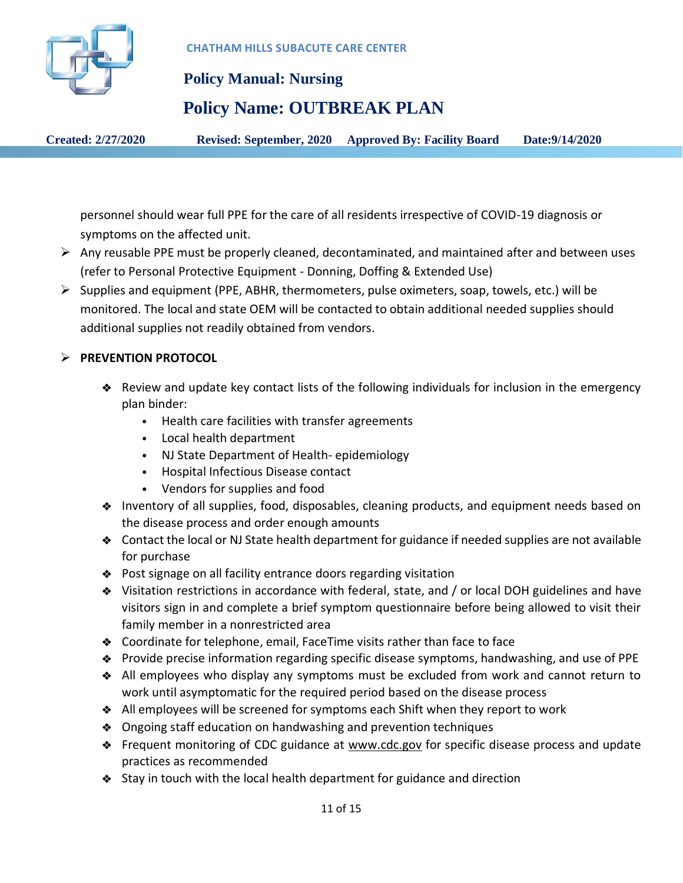personnel should wear full PPE for the care of all residents irrespective of COVID-19 diagnosis or symptoms on the affected unit.

- Any reusable PPE must be properly cleaned, decontaminated, and maintained after and between uses (refer to Personal Protective Equipment - Donning, Doffing & Extended Use)
- Supplies and equipment (PPE, ABHR, thermometers, pulse oximeters, soap, towels, etc.) will be monitored. The local and state OEM will be contacted to obtain additional needed supplies should additional supplies not readily obtained from vendors.

- **PREVENTION PROTOCOL**
  - Review and update key contact lists of the following individuals for inclusion in the emergency plan binder:
    - Health care facilities with transfer agreements
    - Local health department
    - NJ State Department of Health- epidemiology
    - Hospital Infectious Disease contact
    - Vendors for supplies and food
  - Inventory of all supplies, food, disposables, cleaning products, and equipment needs based on the disease process and order enough amounts
  - Contact the local or NJ State health department for guidance if needed supplies are not available for purchase
  - Post signage on all facility entrance doors regarding visitation
  - Visitation restrictions in accordance with federal, state, and / or local DOH guidelines and have visitors sign in and complete a brief symptom questionnaire before being allowed to visit their family member in a nonrestricted area
  - Coordinate for telephone, email, FaceTime visits rather than face to face
  - Provide precise information regarding specific disease symptoms, handwashing, and use of PPE
  - All employees who display any symptoms must be excluded from work and cannot return to work until asymptomatic for the required period based on the disease process
  - All employees will be screened for symptoms each Shift when they report to work
  - Ongoing staff education on handwashing and prevention techniques
  - Frequent monitoring of CDC guidance at www.cdc.gov for specific disease process and update practices as recommended
  - Stay in touch with the local health department for guidance and direction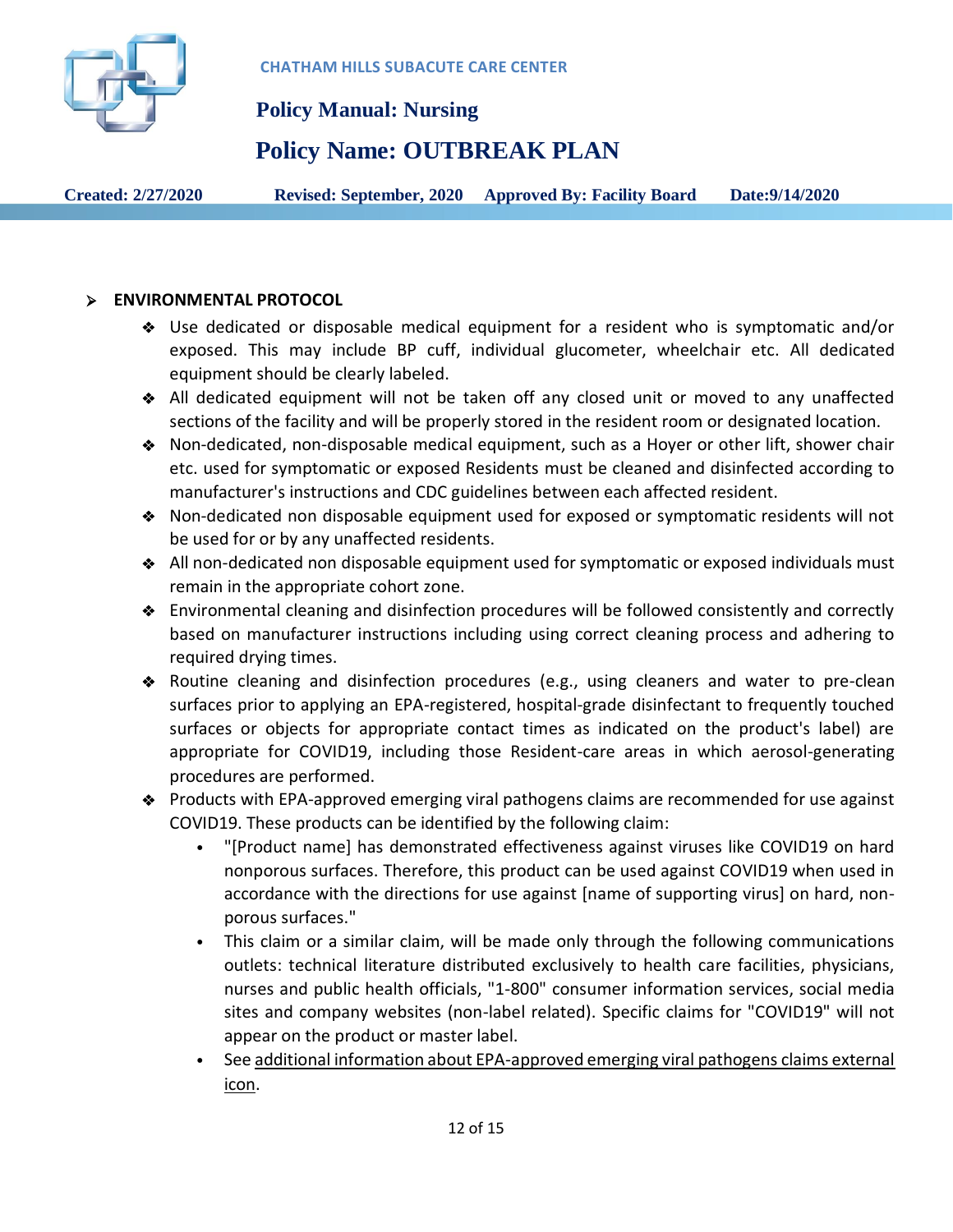- **ENVIRONMENTAL PROTOCOL**
  - Use dedicated or disposable medical equipment for a resident who is symptomatic and/or exposed. This may include BP cuff, individual glucometer, wheelchair etc. All dedicated equipment should be clearly labeled.
  - All dedicated equipment will not be taken off any closed unit or moved to any unaffected sections of the facility and will be properly stored in the resident room or designated location.
  - Non-dedicated, non-disposable medical equipment, such as a Hoyer or other lift, shower chair etc. used for symptomatic or exposed Residents must be cleaned and disinfected according to manufacturer's instructions and CDC guidelines between each affected resident.
  - Non-dedicated non disposable equipment used for exposed or symptomatic residents will not be used for or by any unaffected residents.
  - All non-dedicated non disposable equipment used for symptomatic or exposed individuals must remain in the appropriate cohort zone.
  - Environmental cleaning and disinfection procedures will be followed consistently and correctly based on manufacturer instructions including using correct cleaning process and adhering to required drying times.
  - Routine cleaning and disinfection procedures (e.g., using cleaners and water to pre-clean surfaces prior to applying an EPA-registered, hospital-grade disinfectant to frequently touched surfaces or objects for appropriate contact times as indicated on the product's label) are appropriate for COVID19, including those Resident-care areas in which aerosol-generating procedures are performed.
  - Products with EPA-approved emerging viral pathogens claims are recommended for use against COVID19. These products can be identified by the following claim:
    - "[Product name] has demonstrated effectiveness against viruses like COVID19 on hard nonporous surfaces. Therefore, this product can be used against COVID19 when used in accordance with the directions for use against [name of supporting virus] on hard, non-porous surfaces."
    - This claim or a similar claim, will be made only through the following communications outlets: technical literature distributed exclusively to health care facilities, physicians, nurses and public health officials, "1-800" consumer information services, social media sites and company websites (non-label related). Specific claims for "COVID19" will not appear on the product or master label.
    - See additional information about EPA-approved emerging viral pathogens claims external icon.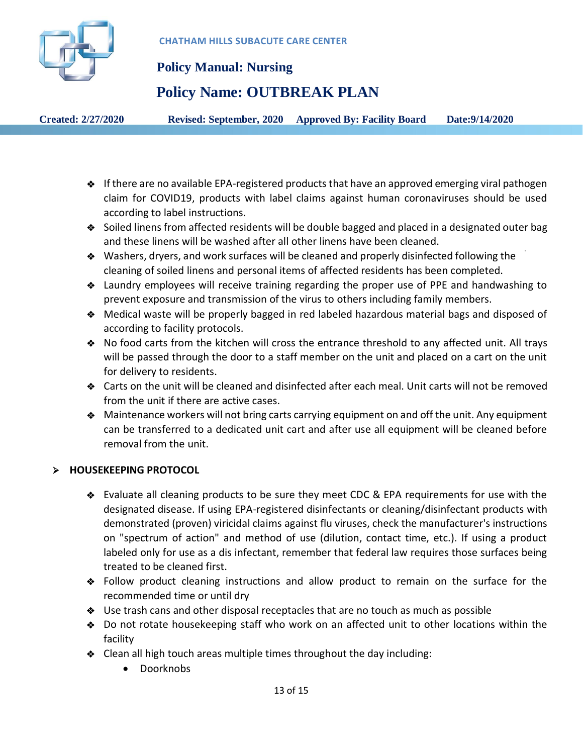- If there are no available EPA-registered products that have an approved emerging viral pathogen claim for COVID19, products with label claims against human coronaviruses should be used according to label instructions.
- Soiled linens from affected residents will be double bagged and placed in a designated outer bag and these linens will be washed after all other linens have been cleaned.
- Washers, dryers, and work surfaces will be cleaned and properly disinfected following the cleaning of soiled linens and personal items of affected residents has been completed.
- Laundry employees will receive training regarding the proper use of PPE and handwashing to prevent exposure and transmission of the virus to others including family members.
- Medical waste will be properly bagged in red labeled hazardous material bags and disposed of according to facility protocols.
- No food carts from the kitchen will cross the entrance threshold to any affected unit. All trays will be passed through the door to a staff member on the unit and placed on a cart on the unit for delivery to residents.
- Carts on the unit will be cleaned and disinfected after each meal. Unit carts will not be removed from the unit if there are active cases.
- Maintenance workers will not bring carts carrying equipment on and off the unit. Any equipment can be transferred to a dedicated unit cart and after use all equipment will be cleaned before removal from the unit.

## HOUSEKEEPING PROTOCOL

- Evaluate all cleaning products to be sure they meet CDC & EPA requirements for use with the designated disease. If using EPA-registered disinfectants or cleaning/disinfectant products with demonstrated (proven) viricidal claims against flu viruses, check the manufacturer's instructions on "spectrum of action" and method of use (dilution, contact time, etc.). If using a product labeled only for use as a dis infectant, remember that federal law requires those surfaces being treated to be cleaned first.
- Follow product cleaning instructions and allow product to remain on the surface for the recommended time or until dry
- Use trash cans and other disposal receptacles that are no touch as much as possible
- Do not rotate housekeeping staff who work on an affected unit to other locations within the facility
- Clean all high touch areas multiple times throughout the day including:
  - Doorknobs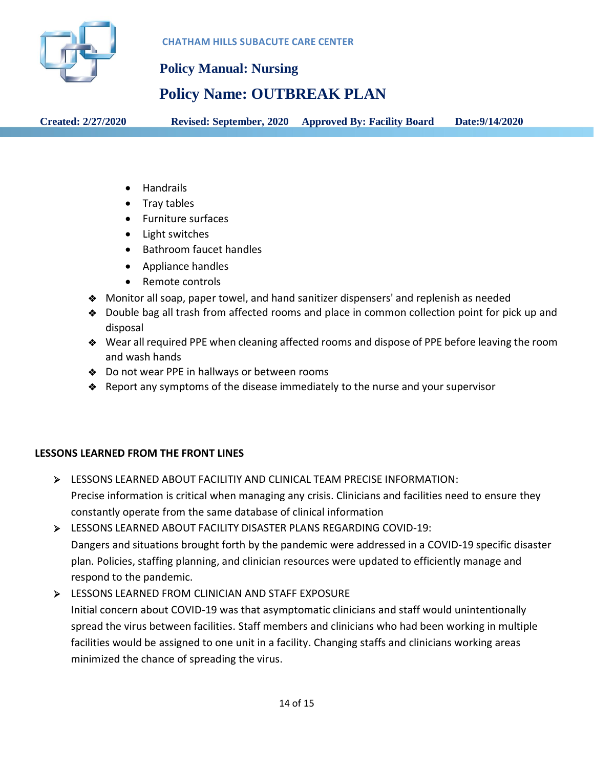- Handrails
- Tray tables
- Furniture surfaces
- Light switches
- Bathroom faucet handles
- Appliance handles
- Remote controls

- Monitor all soap, paper towel, and hand sanitizer dispensers' and replenish as needed
- Double bag all trash from affected rooms and place in common collection point for pick up and disposal
- Wear all required PPE when cleaning affected rooms and dispose of PPE before leaving the room and wash hands
- Do not wear PPE in hallways or between rooms
- Report any symptoms of the disease immediately to the nurse and your supervisor

**LESSONS LEARNED FROM THE FRONT LINES**

- LESSONS LEARNED ABOUT FACILITIY AND CLINICAL TEAM PRECISE INFORMATION:
  Precise information is critical when managing any crisis. Clinicians and facilities need to ensure they constantly operate from the same database of clinical information
- LESSONS LEARNED ABOUT FACILITY DISASTER PLANS REGARDING COVID-19:
  Dangers and situations brought forth by the pandemic were addressed in a COVID-19 specific disaster plan. Policies, staffing planning, and clinician resources were updated to efficiently manage and respond to the pandemic.
- LESSONS LEARNED FROM CLINICIAN AND STAFF EXPOSURE
  Initial concern about COVID-19 was that asymptomatic clinicians and staff would unintentionally spread the virus between facilities. Staff members and clinicians who had been working in multiple facilities would be assigned to one unit in a facility. Changing staffs and clinicians working areas minimized the chance of spreading the virus.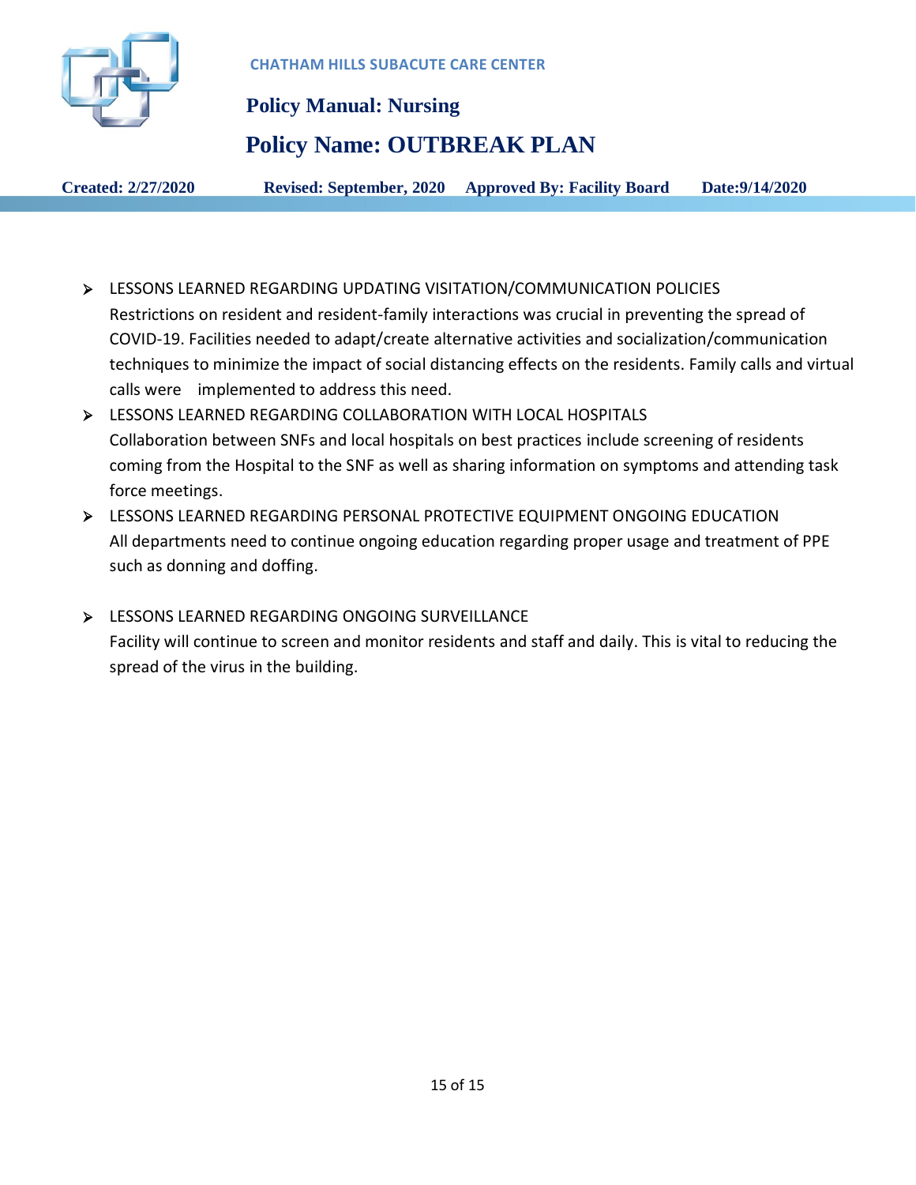- LESSONS LEARNED REGARDING UPDATING VISITATION/COMMUNICATION POLICIES
  Restrictions on resident and resident-family interactions was crucial in preventing the spread of COVID-19. Facilities needed to adapt/create alternative activities and socialization/communication techniques to minimize the impact of social distancing effects on the residents. Family calls and virtual calls were implemented to address this need.
- LESSONS LEARNED REGARDING COLLABORATION WITH LOCAL HOSPITALS
  Collaboration between SNFs and local hospitals on best practices include screening of residents coming from the Hospital to the SNF as well as sharing information on symptoms and attending task force meetings.
- LESSONS LEARNED REGARDING PERSONAL PROTECTIVE EQUIPMENT ONGOING EDUCATION
  All departments need to continue ongoing education regarding proper usage and treatment of PPE such as donning and doffing.
- LESSONS LEARNED REGARDING ONGOING SURVEILLANCE
  Facility will continue to screen and monitor residents and staff and daily. This is vital to reducing the spread of the virus in the building.